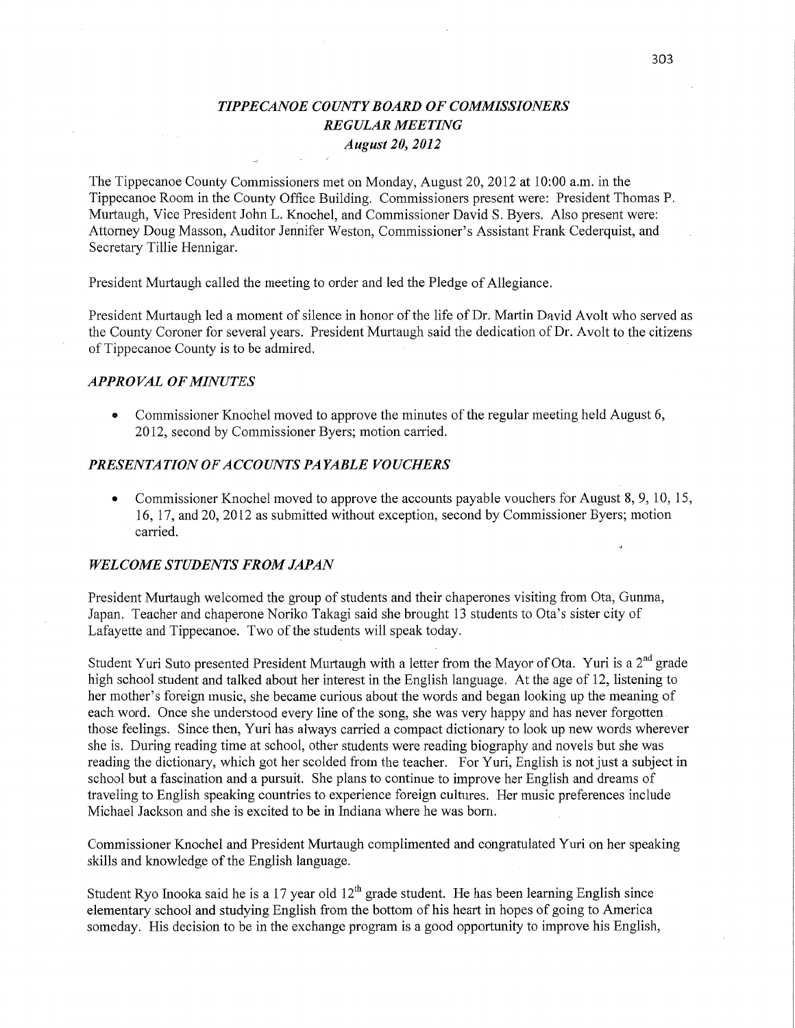# *TIPPECANOE COUNTY BOARD OF COMMISSIONERS*
## *REGULAR MEETING*
### *August 20, 2012*

The Tippecanoe County Commissioners met on Monday, August 20, 2012 at 10:00 a.m. in the Tippecanoe Room in the County Office Building. Commissioners present were: President Thomas P. Murtaugh, Vice President John L. Knochel, and Commissioner David S. Byers. Also present were: Attorney Doug Masson, Auditor Jennifer Weston, Commissioner's Assistant Frank Cederquist, and Secretary Tillie Hennigar.

President Murtaugh called the meeting to order and led the Pledge of Allegiance.

President Murtaugh led a moment of silence in honor of the life of Dr. Martin David Avolt who served as the County Coroner for several years. President Murtaugh said the dedication of Dr. Avolt to the citizens of Tippecanoe County is to be admired.

## *APPROVAL OF MINUTES*

- Commissioner Knochel moved to approve the minutes of the regular meeting held August 6, 2012, second by Commissioner Byers; motion carried.

## *PRESENTATION OF ACCOUNTS PAYABLE VOUCHERS*

- Commissioner Knochel moved to approve the accounts payable vouchers for August 8, 9, 10, 15, 16, 17, and 20, 2012 as submitted without exception, second by Commissioner Byers; motion carried.

## *WELCOME STUDENTS FROM JAPAN*

President Murtaugh welcomed the group of students and their chaperones visiting from Ota, Gunma, Japan. Teacher and chaperone Noriko Takagi said she brought 13 students to Ota's sister city of Lafayette and Tippecanoe. Two of the students will speak today.

Student Yuri Suto presented President Murtaugh with a letter from the Mayor of Ota. Yuri is a 2nd grade high school student and talked about her interest in the English language. At the age of 12, listening to her mother's foreign music, she became curious about the words and began looking up the meaning of each word. Once she understood every line of the song, she was very happy and has never forgotten those feelings. Since then, Yuri has always carried a compact dictionary to look up new words wherever she is. During reading time at school, other students were reading biography and novels but she was reading the dictionary, which got her scolded from the teacher. For Yuri, English is not just a subject in school but a fascination and a pursuit. She plans to continue to improve her English and dreams of traveling to English speaking countries to experience foreign cultures. Her music preferences include Michael Jackson and she is excited to be in Indiana where he was born.

Commissioner Knochel and President Murtaugh complimented and congratulated Yuri on her speaking skills and knowledge of the English language.

Student Ryo Inooka said he is a 17 year old 12th grade student. He has been learning English since elementary school and studying English from the bottom of his heart in hopes of going to America someday. His decision to be in the exchange program is a good opportunity to improve his English,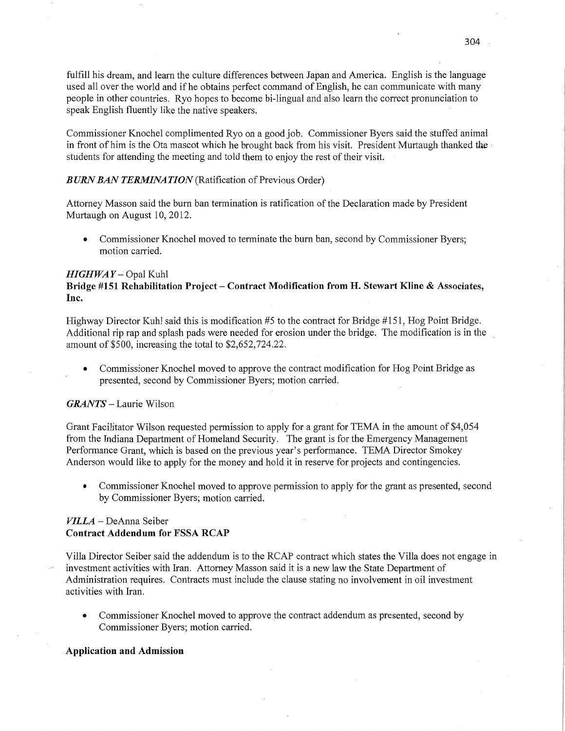fulfill his dream, and learn the culture differences between Japan and America. English is the language used all over the world and if he obtains perfect command of English, he can communicate with many people in other countries. Ryo hopes to become bi-lingual and also learn the correct pronunciation to speak English fluently like the native speakers.

Commissioner Knochel complimented Ryo on a good job. Commissioner Byers said the stuffed animal in front of him is the Ota mascot which he brought back from his visit. President Murtaugh thanked the students for attending the meeting and told them to enjoy the rest of their visit.

***BURN BAN TERMINATION*** (Ratification of Previous Order)

Attorney Masson said the burn ban termination is ratification of the Declaration made by President Murtaugh on August 10, 2012.

- Commissioner Knochel moved to terminate the burn ban, second by Commissioner Byers; motion carried.

***HIGHWAY*** – Opal Kuhl

**Bridge #151 Rehabilitation Project – Contract Modification from H. Stewart Kline & Associates, Inc.**

Highway Director Kuhl said this is modification #5 to the contract for Bridge #151, Hog Point Bridge. Additional rip rap and splash pads were needed for erosion under the bridge. The modification is in the amount of $500, increasing the total to $2,652,724.22.

- Commissioner Knochel moved to approve the contract modification for Hog Point Bridge as presented, second by Commissioner Byers; motion carried.

***GRANTS*** – Laurie Wilson

Grant Facilitator Wilson requested permission to apply for a grant for TEMA in the amount of $4,054 from the Indiana Department of Homeland Security. The grant is for the Emergency Management Performance Grant, which is based on the previous year's performance. TEMA Director Smokey Anderson would like to apply for the money and hold it in reserve for projects and contingencies.

- Commissioner Knochel moved to approve permission to apply for the grant as presented, second by Commissioner Byers; motion carried.

***VILLA*** – DeAnna Seiber

**Contract Addendum for FSSA RCAP**

Villa Director Seiber said the addendum is to the RCAP contract which states the Villa does not engage in investment activities with Iran. Attorney Masson said it is a new law the State Department of Administration requires. Contracts must include the clause stating no involvement in oil investment activities with Iran.

- Commissioner Knochel moved to approve the contract addendum as presented, second by Commissioner Byers; motion carried.

**Application and Admission**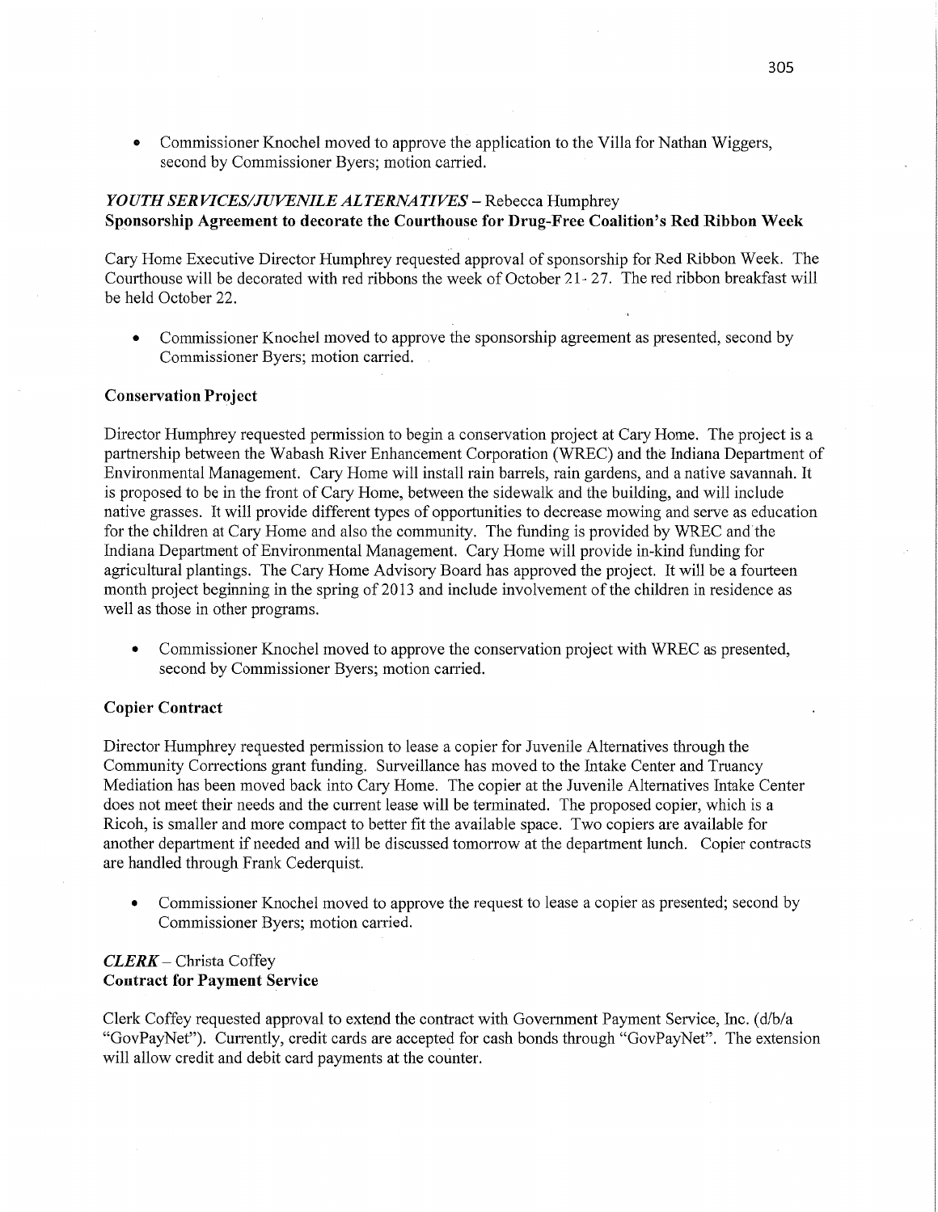- Commissioner Knochel moved to approve the application to the Villa for Nathan Wiggers, second by Commissioner Byers; motion carried.

***YOUTH SERVICES/JUVENILE ALTERNATIVES*** – Rebecca Humphrey
**Sponsorship Agreement to decorate the Courthouse for Drug-Free Coalition's Red Ribbon Week**

Cary Home Executive Director Humphrey requested approval of sponsorship for Red Ribbon Week. The Courthouse will be decorated with red ribbons the week of October 21 - 27. The red ribbon breakfast will be held October 22.

- Commissioner Knochel moved to approve the sponsorship agreement as presented, second by Commissioner Byers; motion carried.

**Conservation Project**

Director Humphrey requested permission to begin a conservation project at Cary Home. The project is a partnership between the Wabash River Enhancement Corporation (WREC) and the Indiana Department of Environmental Management. Cary Home will install rain barrels, rain gardens, and a native savannah. It is proposed to be in the front of Cary Home, between the sidewalk and the building, and will include native grasses. It will provide different types of opportunities to decrease mowing and serve as education for the children at Cary Home and also the community. The funding is provided by WREC and the Indiana Department of Environmental Management. Cary Home will provide in-kind funding for agricultural plantings. The Cary Home Advisory Board has approved the project. It will be a fourteen month project beginning in the spring of 2013 and include involvement of the children in residence as well as those in other programs.

- Commissioner Knochel moved to approve the conservation project with WREC as presented, second by Commissioner Byers; motion carried.

**Copier Contract**

Director Humphrey requested permission to lease a copier for Juvenile Alternatives through the Community Corrections grant funding. Surveillance has moved to the Intake Center and Truancy Mediation has been moved back into Cary Home. The copier at the Juvenile Alternatives Intake Center does not meet their needs and the current lease will be terminated. The proposed copier, which is a Ricoh, is smaller and more compact to better fit the available space. Two copiers are available for another department if needed and will be discussed tomorrow at the department lunch. Copier contracts are handled through Frank Cederquist.

- Commissioner Knochel moved to approve the request to lease a copier as presented; second by Commissioner Byers; motion carried.

***CLERK*** – Christa Coffey
**Contract for Payment Service**

Clerk Coffey requested approval to extend the contract with Government Payment Service, Inc. (d/b/a "GovPayNet"). Currently, credit cards are accepted for cash bonds through "GovPayNet". The extension will allow credit and debit card payments at the counter.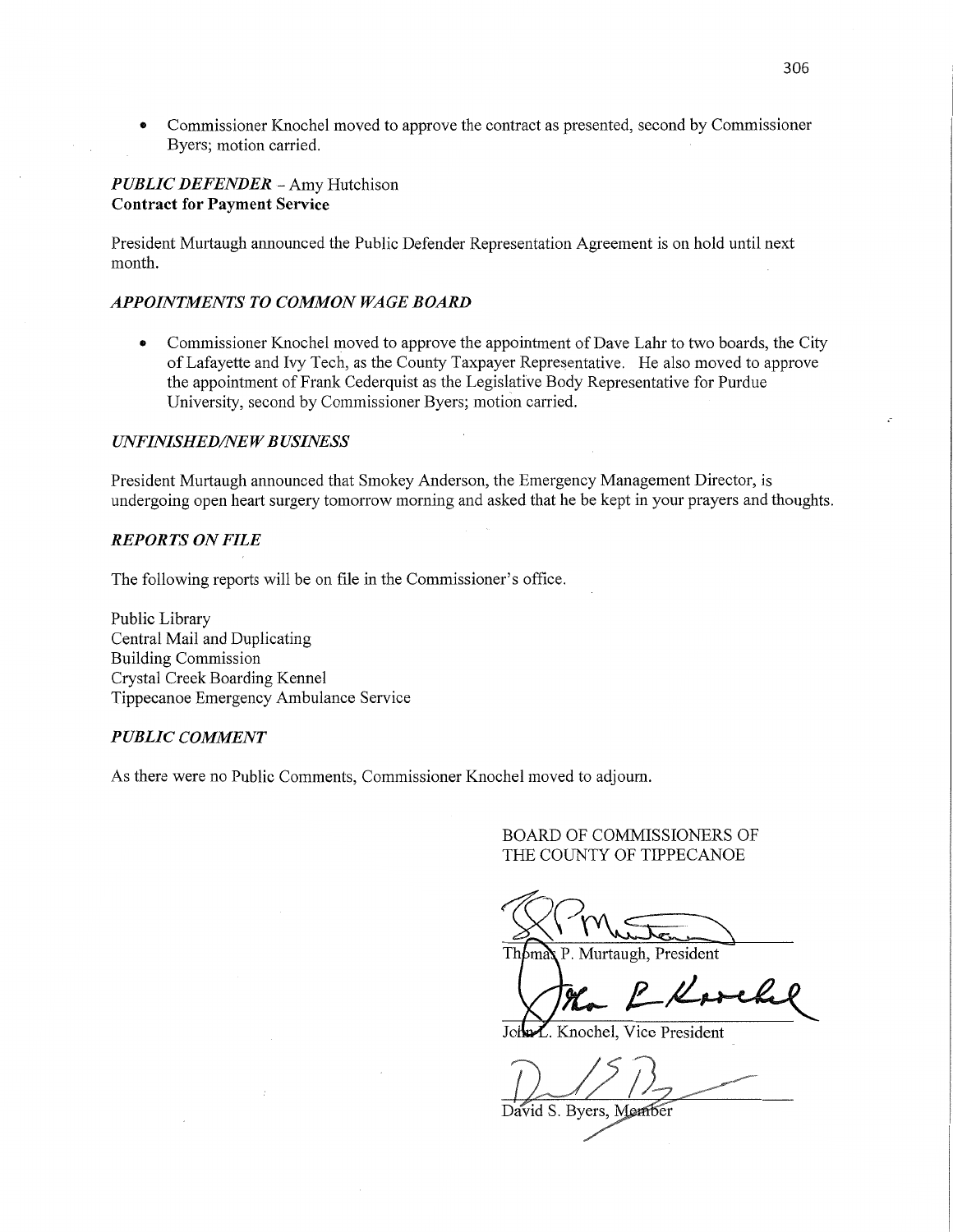- Commissioner Knochel moved to approve the contract as presented, second by Commissioner Byers; motion carried.

***PUBLIC DEFENDER*** – Amy Hutchison
**Contract for Payment Service**

President Murtaugh announced the Public Defender Representation Agreement is on hold until next month.

***APPOINTMENTS TO COMMON WAGE BOARD***

- Commissioner Knochel moved to approve the appointment of Dave Lahr to two boards, the City of Lafayette and Ivy Tech, as the County Taxpayer Representative. He also moved to approve the appointment of Frank Cederquist as the Legislative Body Representative for Purdue University, second by Commissioner Byers; motion carried.

***UNFINISHED/NEW BUSINESS***

President Murtaugh announced that Smokey Anderson, the Emergency Management Director, is undergoing open heart surgery tomorrow morning and asked that he be kept in your prayers and thoughts.

***REPORTS ON FILE***

The following reports will be on file in the Commissioner's office.

Public Library
Central Mail and Duplicating
Building Commission
Crystal Creek Boarding Kennel
Tippecanoe Emergency Ambulance Service

***PUBLIC COMMENT***

As there were no Public Comments, Commissioner Knochel moved to adjourn.

BOARD OF COMMISSIONERS OF
THE COUNTY OF TIPPECANOE

Thomas P. Murtaugh, President

John L. Knochel, Vice President

David S. Byers, Member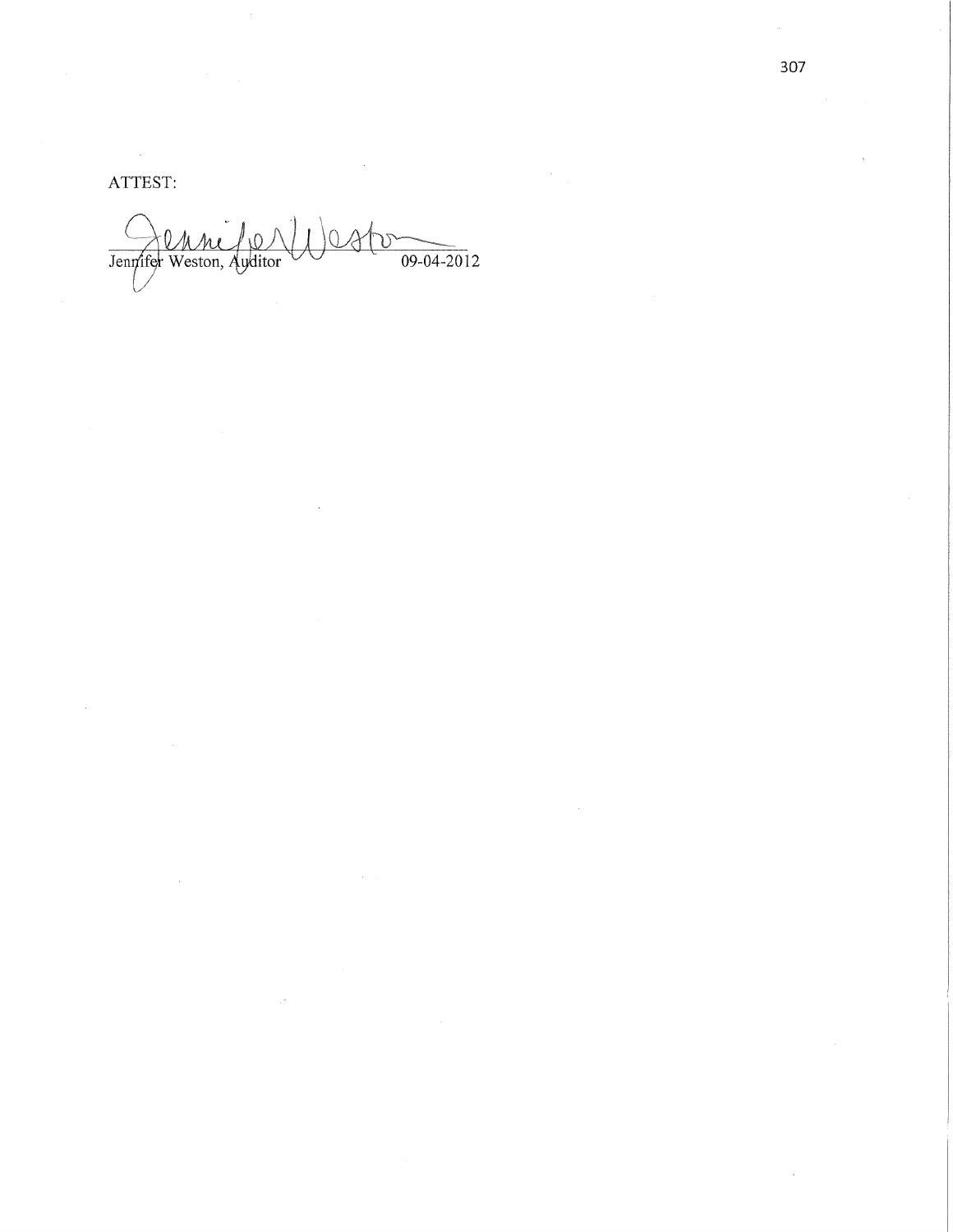ATTEST:

Jennifer Weston, Auditor 09-04-2012